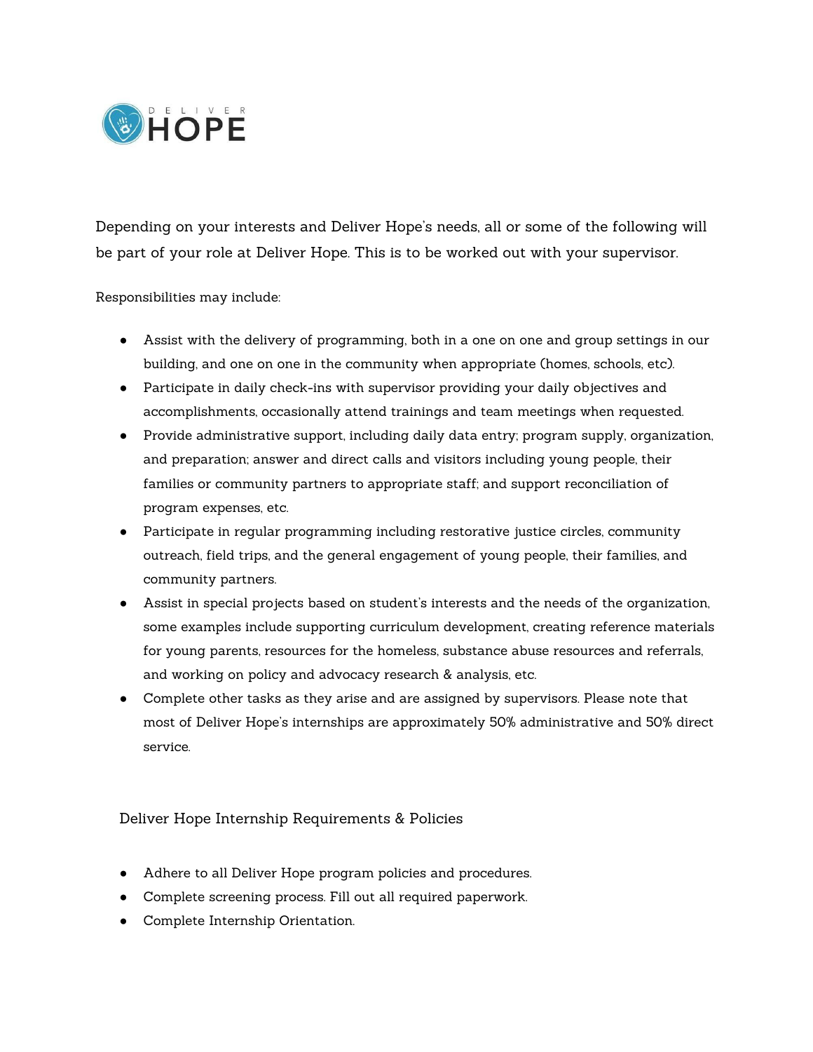DELIVER HOPE

Depending on your interests and Deliver Hope's needs, all or some of the following will be part of your role at Deliver Hope. This is to be worked out with your supervisor.

Responsibilities may include:

- Assist with the delivery of programming, both in a one on one and group settings in our building, and one on one in the community when appropriate (homes, schools, etc).
- Participate in daily check-ins with supervisor providing your daily objectives and accomplishments, occasionally attend trainings and team meetings when requested.
- Provide administrative support, including daily data entry; program supply, organization, and preparation; answer and direct calls and visitors including young people, their families or community partners to appropriate staff; and support reconciliation of program expenses, etc.
- Participate in regular programming including restorative justice circles, community outreach, field trips, and the general engagement of young people, their families, and community partners.
- Assist in special projects based on student's interests and the needs of the organization, some examples include supporting curriculum development, creating reference materials for young parents, resources for the homeless, substance abuse resources and referrals, and working on policy and advocacy research & analysis, etc.
- Complete other tasks as they arise and are assigned by supervisors. Please note that most of Deliver Hope's internships are approximately 50% administrative and 50% direct service.

## Deliver Hope Internship Requirements & Policies

- Adhere to all Deliver Hope program policies and procedures.
- Complete screening process. Fill out all required paperwork.
- Complete Internship Orientation.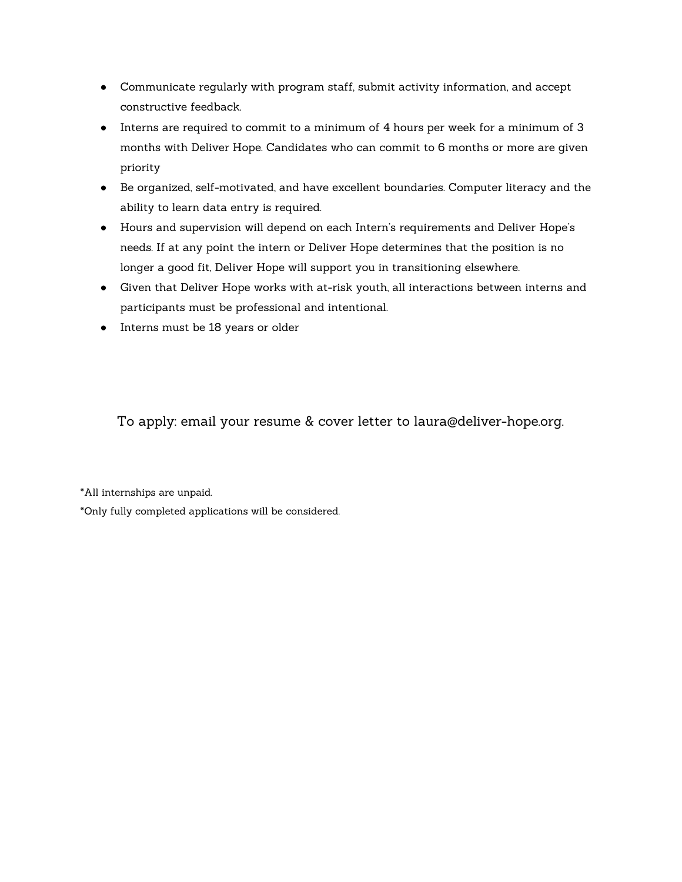- Communicate regularly with program staff, submit activity information, and accept constructive feedback.
- Interns are required to commit to a minimum of 4 hours per week for a minimum of 3 months with Deliver Hope. Candidates who can commit to 6 months or more are given priority
- Be organized, self-motivated, and have excellent boundaries. Computer literacy and the ability to learn data entry is required.
- Hours and supervision will depend on each Intern's requirements and Deliver Hope's needs. If at any point the intern or Deliver Hope determines that the position is no longer a good fit, Deliver Hope will support you in transitioning elsewhere.
- Given that Deliver Hope works with at-risk youth, all interactions between interns and participants must be professional and intentional.
- Interns must be 18 years or older

To apply: email your resume & cover letter to laura@deliver-hope.org.

*All internships are unpaid.

*Only fully completed applications will be considered.